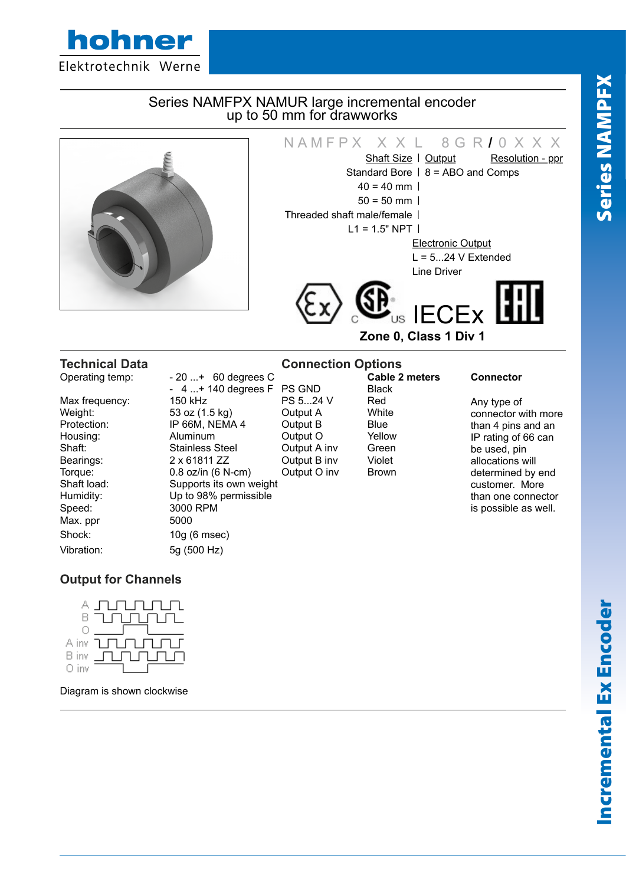# Series NAMFPX NAMUR large incremental encoder up to 50 mm for drawworks

N A M F P X  X X L  8 G R / 0 X X X

Shaft Size | Output | Resolution - ppr

Standard Bore | 8 = ABO and Comps

40 = 40 mm |

50 = 50 mm |

Threaded shaft male/female |

L1 = 1.5" NPT |

Electronic Output

L = 5...24 V Extended Line Driver

IECEx

**Zone 0, Class 1 Div 1**

## Technical Data

| | |
|---|---|
| Operating temp: | - 20 ...+ 60 degrees C<br>- 4 ...+ 140 degrees F |
| Max frequency: | 150 kHz |
| Weight: | 53 oz (1.5 kg) |
| Protection: | IP 66M, NEMA 4 |
| Housing: | Aluminum |
| Shaft: | Stainless Steel |
| Bearings: | 2 x 61811 ZZ |
| Torque: | 0.8 oz/in (6 N-cm) |
| Shaft load: | Supports its own weight |
| Humidity: | Up to 98% permissible |
| Speed: | 3000 RPM |
| Max. ppr | 5000 |
| Shock: | 10g (6 msec) |
| Vibration: | 5g (500 Hz) |

## Connection Options

| | Cable 2 meters |
|---|---|
| PS GND | Black |
| PS 5...24 V | Red |
| Output A | White |
| Output B | Blue |
| Output O | Yellow |
| Output A inv | Green |
| Output B inv | Violet |
| Output O inv | Brown |

**Connector**

Any type of connector with more than 4 pins and an IP rating of 66 can be used, pin allocations will determined by end customer. More than one connector is possible as well.

## Output for Channels

A, B, O, A inv, B inv, O inv

Diagram is shown clockwise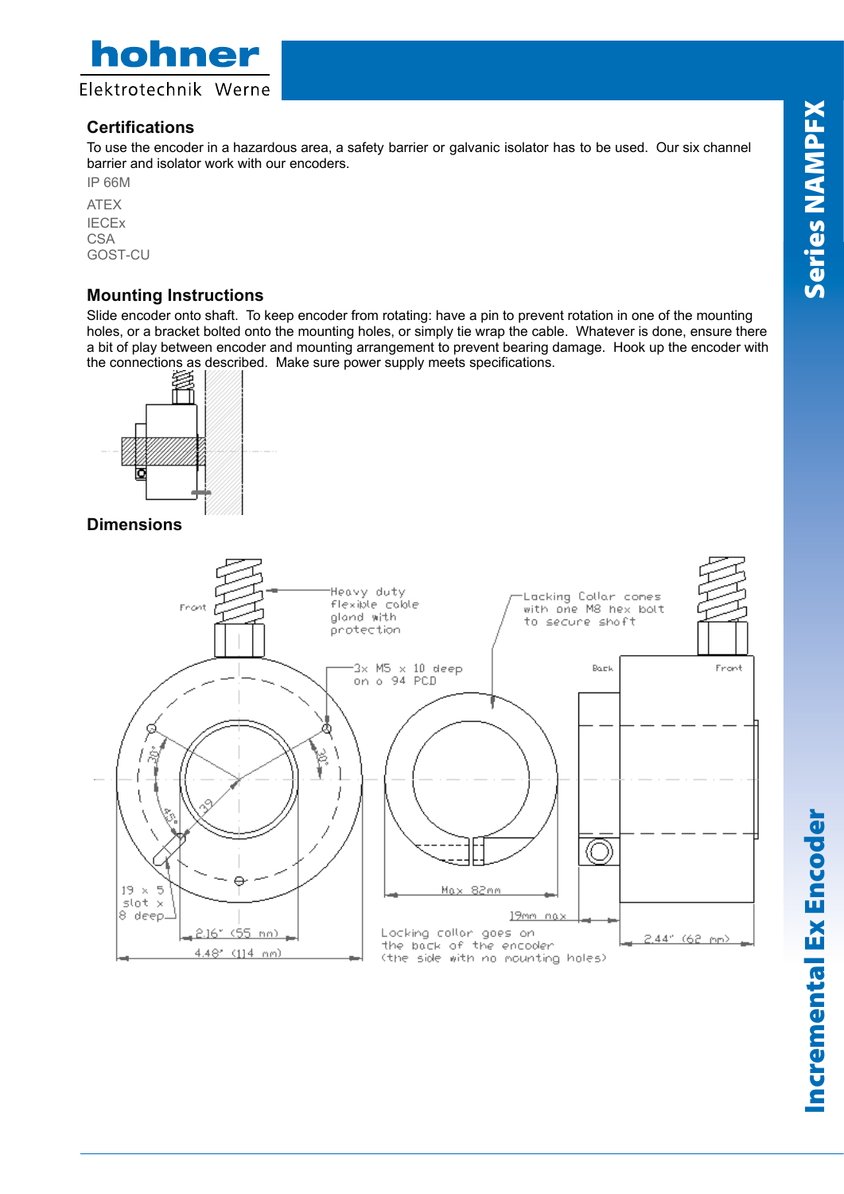## Certifications

To use the encoder in a hazardous area, a safety barrier or galvanic isolator has to be used. Our six channel barrier and isolator work with our encoders.

IP 66M

ATEX
IECEx
CSA
GOST-CU

## Mounting Instructions

Slide encoder onto shaft. To keep encoder from rotating: have a pin to prevent rotation in one of the mounting holes, or a bracket bolted onto the mounting holes, or simply tie wrap the cable. Whatever is done, ensure there a bit of play between encoder and mounting arrangement to prevent bearing damage. Hook up the encoder with the connections as described. Make sure power supply meets specifications.

## Dimensions

Front
Heavy duty flexible cable gland with protection
3x M5 x 10 deep on ø 94 PCD
30°
30°
45°
39
19 x 5 slot x 8 deep
2.16" (55 mm)
4.48" (114 mm)

Locking Collar comes with one M8 hex bolt to secure shaft
Max 82mm
19mm max
Locking collar goes on the back of the encoder (the side with no mounting holes)

Back
Front
2.44" (62 mm)